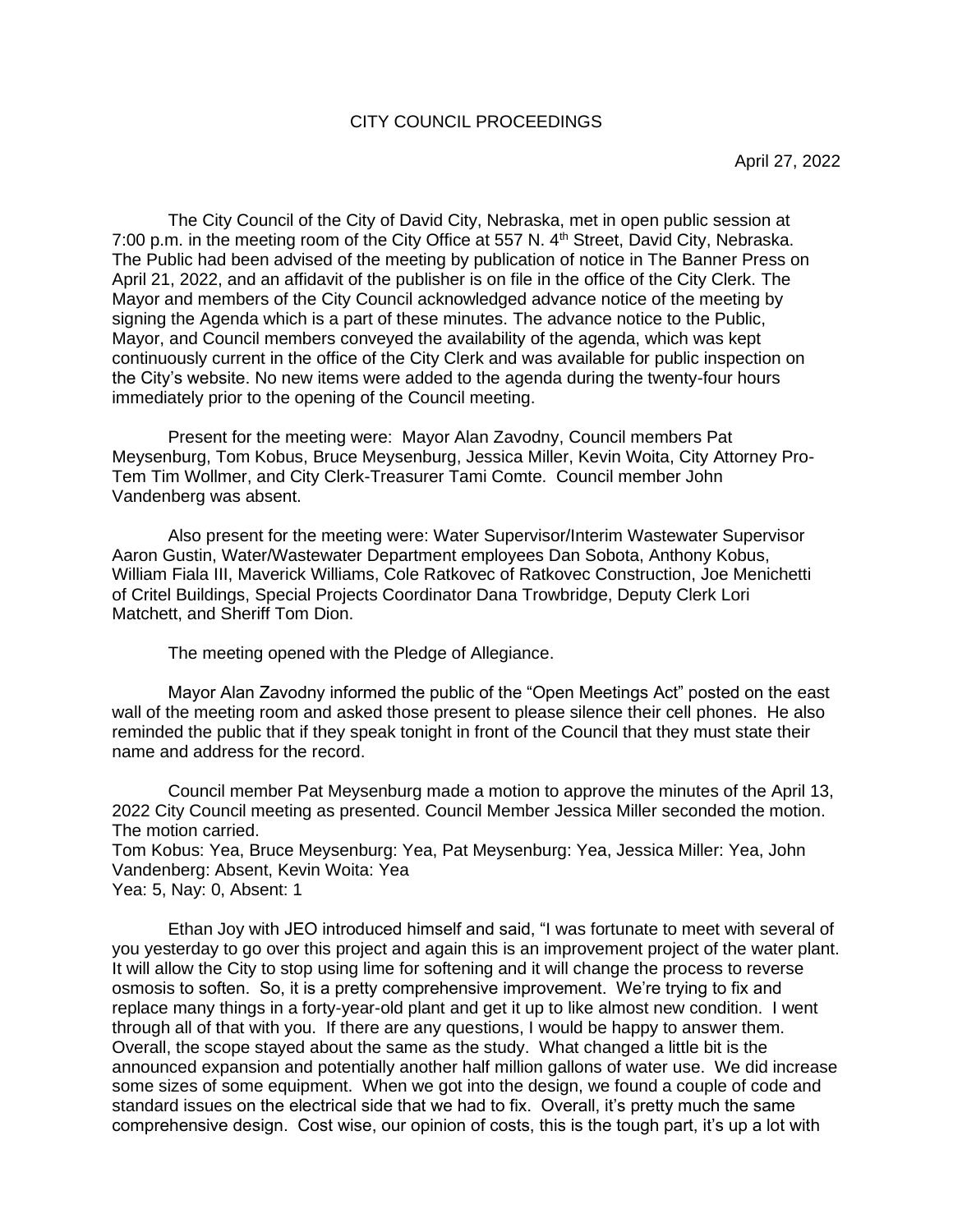# CITY COUNCIL PROCEEDINGS

April 27, 2022

The City Council of the City of David City, Nebraska, met in open public session at 7:00 p.m. in the meeting room of the City Office at 557 N. 4th Street, David City, Nebraska. The Public had been advised of the meeting by publication of notice in The Banner Press on April 21, 2022, and an affidavit of the publisher is on file in the office of the City Clerk. The Mayor and members of the City Council acknowledged advance notice of the meeting by signing the Agenda which is a part of these minutes. The advance notice to the Public, Mayor, and Council members conveyed the availability of the agenda, which was kept continuously current in the office of the City Clerk and was available for public inspection on the City's website. No new items were added to the agenda during the twenty-four hours immediately prior to the opening of the Council meeting.

Present for the meeting were: Mayor Alan Zavodny, Council members Pat Meysenburg, Tom Kobus, Bruce Meysenburg, Jessica Miller, Kevin Woita, City Attorney Pro-Tem Tim Wollmer, and City Clerk-Treasurer Tami Comte. Council member John Vandenberg was absent.

Also present for the meeting were: Water Supervisor/Interim Wastewater Supervisor Aaron Gustin, Water/Wastewater Department employees Dan Sobota, Anthony Kobus, William Fiala III, Maverick Williams, Cole Ratkovec of Ratkovec Construction, Joe Menichetti of Critel Buildings, Special Projects Coordinator Dana Trowbridge, Deputy Clerk Lori Matchett, and Sheriff Tom Dion.

The meeting opened with the Pledge of Allegiance.

Mayor Alan Zavodny informed the public of the "Open Meetings Act" posted on the east wall of the meeting room and asked those present to please silence their cell phones. He also reminded the public that if they speak tonight in front of the Council that they must state their name and address for the record.

Council member Pat Meysenburg made a motion to approve the minutes of the April 13, 2022 City Council meeting as presented. Council Member Jessica Miller seconded the motion. The motion carried.
Tom Kobus: Yea, Bruce Meysenburg: Yea, Pat Meysenburg: Yea, Jessica Miller: Yea, John Vandenberg: Absent, Kevin Woita: Yea
Yea: 5, Nay: 0, Absent: 1

Ethan Joy with JEO introduced himself and said, "I was fortunate to meet with several of you yesterday to go over this project and again this is an improvement project of the water plant. It will allow the City to stop using lime for softening and it will change the process to reverse osmosis to soften. So, it is a pretty comprehensive improvement. We're trying to fix and replace many things in a forty-year-old plant and get it up to like almost new condition. I went through all of that with you. If there are any questions, I would be happy to answer them. Overall, the scope stayed about the same as the study. What changed a little bit is the announced expansion and potentially another half million gallons of water use. We did increase some sizes of some equipment. When we got into the design, we found a couple of code and standard issues on the electrical side that we had to fix. Overall, it's pretty much the same comprehensive design. Cost wise, our opinion of costs, this is the tough part, it's up a lot with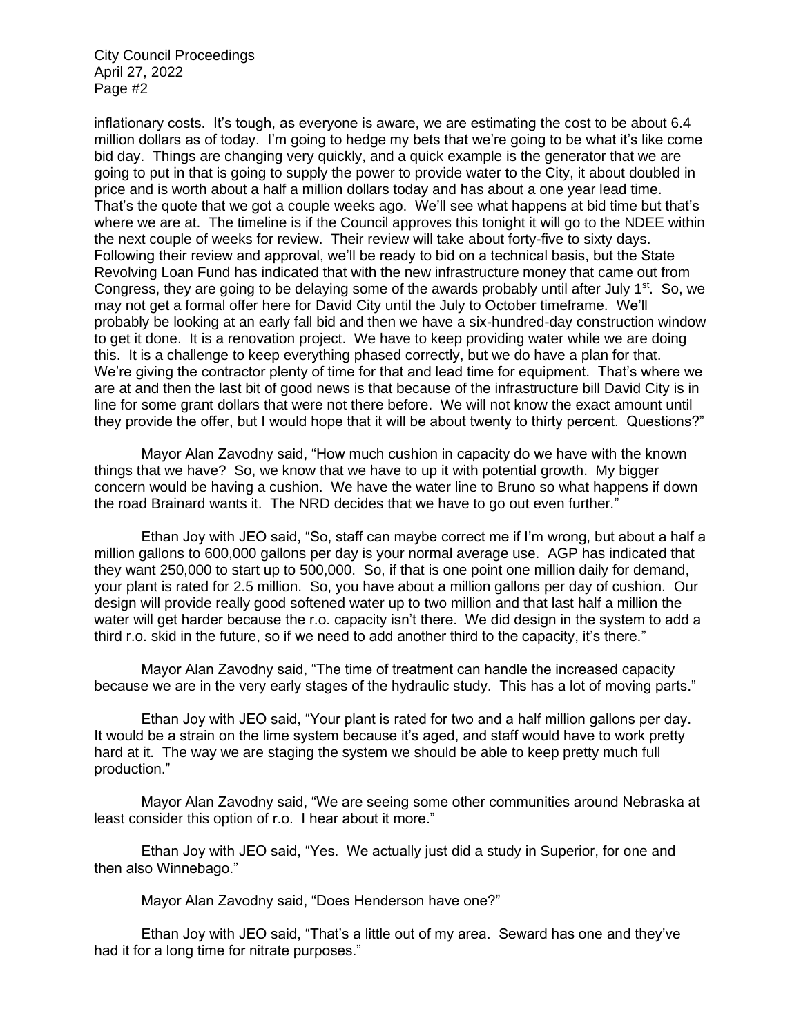inflationary costs. It's tough, as everyone is aware, we are estimating the cost to be about 6.4 million dollars as of today. I'm going to hedge my bets that we're going to be what it's like come bid day. Things are changing very quickly, and a quick example is the generator that we are going to put in that is going to supply the power to provide water to the City, it about doubled in price and is worth about a half a million dollars today and has about a one year lead time. That's the quote that we got a couple weeks ago. We'll see what happens at bid time but that's where we are at. The timeline is if the Council approves this tonight it will go to the NDEE within the next couple of weeks for review. Their review will take about forty-five to sixty days. Following their review and approval, we'll be ready to bid on a technical basis, but the State Revolving Loan Fund has indicated that with the new infrastructure money that came out from Congress, they are going to be delaying some of the awards probably until after July 1st. So, we may not get a formal offer here for David City until the July to October timeframe. We'll probably be looking at an early fall bid and then we have a six-hundred-day construction window to get it done. It is a renovation project. We have to keep providing water while we are doing this. It is a challenge to keep everything phased correctly, but we do have a plan for that. We're giving the contractor plenty of time for that and lead time for equipment. That's where we are at and then the last bit of good news is that because of the infrastructure bill David City is in line for some grant dollars that were not there before. We will not know the exact amount until they provide the offer, but I would hope that it will be about twenty to thirty percent. Questions?"

Mayor Alan Zavodny said, "How much cushion in capacity do we have with the known things that we have? So, we know that we have to up it with potential growth. My bigger concern would be having a cushion. We have the water line to Bruno so what happens if down the road Brainard wants it. The NRD decides that we have to go out even further."

Ethan Joy with JEO said, "So, staff can maybe correct me if I'm wrong, but about a half a million gallons to 600,000 gallons per day is your normal average use. AGP has indicated that they want 250,000 to start up to 500,000. So, if that is one point one million daily for demand, your plant is rated for 2.5 million. So, you have about a million gallons per day of cushion. Our design will provide really good softened water up to two million and that last half a million the water will get harder because the r.o. capacity isn't there. We did design in the system to add a third r.o. skid in the future, so if we need to add another third to the capacity, it's there."

Mayor Alan Zavodny said, "The time of treatment can handle the increased capacity because we are in the very early stages of the hydraulic study. This has a lot of moving parts."

Ethan Joy with JEO said, "Your plant is rated for two and a half million gallons per day. It would be a strain on the lime system because it's aged, and staff would have to work pretty hard at it. The way we are staging the system we should be able to keep pretty much full production."

Mayor Alan Zavodny said, "We are seeing some other communities around Nebraska at least consider this option of r.o. I hear about it more."

Ethan Joy with JEO said, "Yes. We actually just did a study in Superior, for one and then also Winnebago."

Mayor Alan Zavodny said, "Does Henderson have one?"

Ethan Joy with JEO said, "That's a little out of my area. Seward has one and they've had it for a long time for nitrate purposes."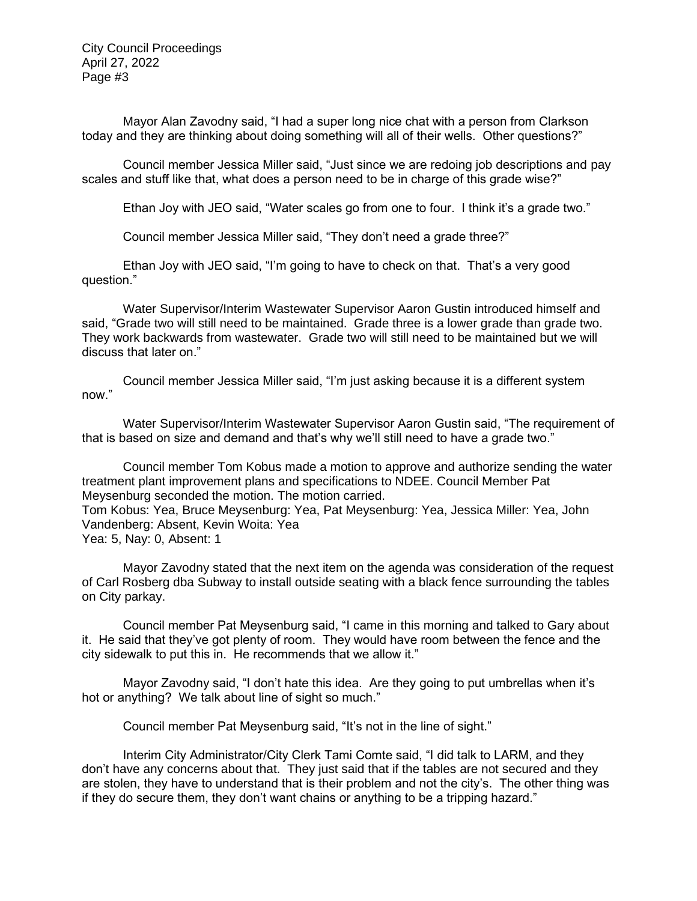Mayor Alan Zavodny said, “I had a super long nice chat with a person from Clarkson today and they are thinking about doing something will all of their wells. Other questions?”

Council member Jessica Miller said, “Just since we are redoing job descriptions and pay scales and stuff like that, what does a person need to be in charge of this grade wise?”

Ethan Joy with JEO said, “Water scales go from one to four. I think it’s a grade two.”

Council member Jessica Miller said, “They don’t need a grade three?”

Ethan Joy with JEO said, “I’m going to have to check on that. That’s a very good question.”

Water Supervisor/Interim Wastewater Supervisor Aaron Gustin introduced himself and said, “Grade two will still need to be maintained. Grade three is a lower grade than grade two. They work backwards from wastewater. Grade two will still need to be maintained but we will discuss that later on.”

Council member Jessica Miller said, “I’m just asking because it is a different system now.”

Water Supervisor/Interim Wastewater Supervisor Aaron Gustin said, “The requirement of that is based on size and demand and that’s why we’ll still need to have a grade two.”

Council member Tom Kobus made a motion to approve and authorize sending the water treatment plant improvement plans and specifications to NDEE. Council Member Pat Meysenburg seconded the motion. The motion carried.
Tom Kobus: Yea, Bruce Meysenburg: Yea, Pat Meysenburg: Yea, Jessica Miller: Yea, John Vandenberg: Absent, Kevin Woita: Yea
Yea: 5, Nay: 0, Absent: 1

Mayor Zavodny stated that the next item on the agenda was consideration of the request of Carl Rosberg dba Subway to install outside seating with a black fence surrounding the tables on City parkay.

Council member Pat Meysenburg said, “I came in this morning and talked to Gary about it. He said that they’ve got plenty of room. They would have room between the fence and the city sidewalk to put this in. He recommends that we allow it.”

Mayor Zavodny said, “I don’t hate this idea. Are they going to put umbrellas when it’s hot or anything? We talk about line of sight so much.”

Council member Pat Meysenburg said, “It’s not in the line of sight.”

Interim City Administrator/City Clerk Tami Comte said, “I did talk to LARM, and they don’t have any concerns about that. They just said that if the tables are not secured and they are stolen, they have to understand that is their problem and not the city’s. The other thing was if they do secure them, they don’t want chains or anything to be a tripping hazard.”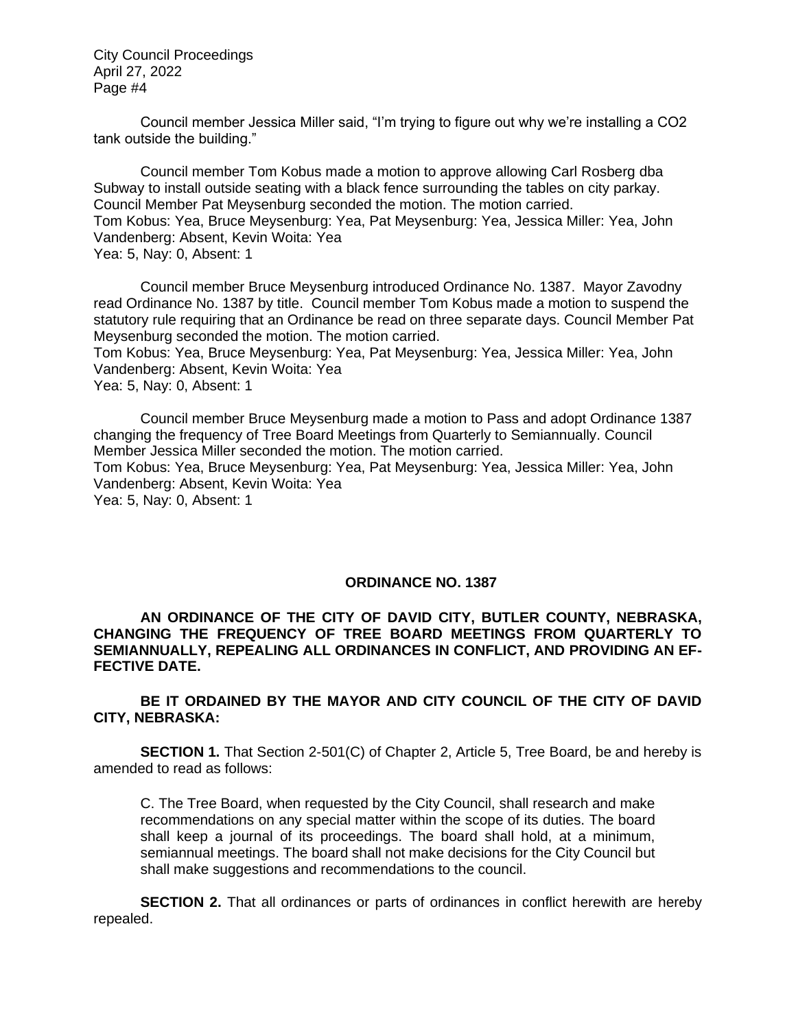Council member Jessica Miller said, "I'm trying to figure out why we're installing a $CO_2$ tank outside the building."

Council member Tom Kobus made a motion to approve allowing Carl Rosberg dba Subway to install outside seating with a black fence surrounding the tables on city parkay. Council Member Pat Meysenburg seconded the motion. The motion carried.
Tom Kobus: Yea, Bruce Meysenburg: Yea, Pat Meysenburg: Yea, Jessica Miller: Yea, John Vandenberg: Absent, Kevin Woita: Yea
Yea: 5, Nay: 0, Absent: 1

Council member Bruce Meysenburg introduced Ordinance No. 1387. Mayor Zavodny read Ordinance No. 1387 by title. Council member Tom Kobus made a motion to suspend the statutory rule requiring that an Ordinance be read on three separate days. Council Member Pat Meysenburg seconded the motion. The motion carried.
Tom Kobus: Yea, Bruce Meysenburg: Yea, Pat Meysenburg: Yea, Jessica Miller: Yea, John Vandenberg: Absent, Kevin Woita: Yea
Yea: 5, Nay: 0, Absent: 1

Council member Bruce Meysenburg made a motion to Pass and adopt Ordinance 1387 changing the frequency of Tree Board Meetings from Quarterly to Semiannually. Council Member Jessica Miller seconded the motion. The motion carried.
Tom Kobus: Yea, Bruce Meysenburg: Yea, Pat Meysenburg: Yea, Jessica Miller: Yea, John Vandenberg: Absent, Kevin Woita: Yea
Yea: 5, Nay: 0, Absent: 1

## ORDINANCE NO. 1387

**AN ORDINANCE OF THE CITY OF DAVID CITY, BUTLER COUNTY, NEBRASKA, CHANGING THE FREQUENCY OF TREE BOARD MEETINGS FROM QUARTERLY TO SEMIANNUALLY, REPEALING ALL ORDINANCES IN CONFLICT, AND PROVIDING AN EFFECTIVE DATE.**

**BE IT ORDAINED BY THE MAYOR AND CITY COUNCIL OF THE CITY OF DAVID CITY, NEBRASKA:**

**SECTION 1.** That Section 2-501(C) of Chapter 2, Article 5, Tree Board, be and hereby is amended to read as follows:

> C. The Tree Board, when requested by the City Council, shall research and make recommendations on any special matter within the scope of its duties. The board shall keep a journal of its proceedings. The board shall hold, at a minimum, semiannual meetings. The board shall not make decisions for the City Council but shall make suggestions and recommendations to the council.

**SECTION 2.** That all ordinances or parts of ordinances in conflict herewith are hereby repealed.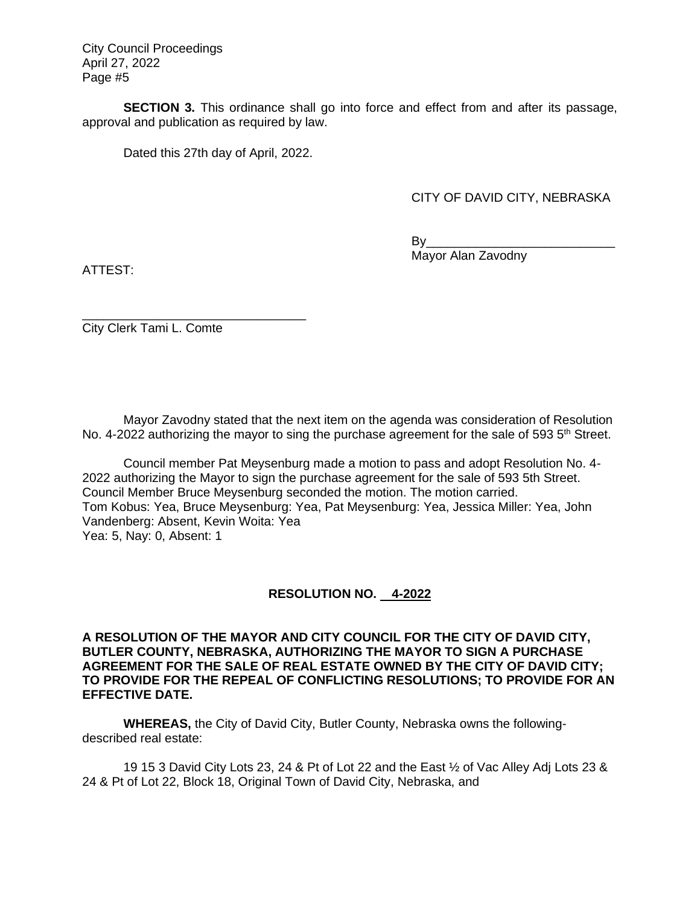**SECTION 3.** This ordinance shall go into force and effect from and after its passage, approval and publication as required by law.

Dated this 27th day of April, 2022.

CITY OF DAVID CITY, NEBRASKA

By___________________________
Mayor Alan Zavodny

ATTEST:

________________________________
City Clerk Tami L. Comte

Mayor Zavodny stated that the next item on the agenda was consideration of Resolution No. 4-2022 authorizing the mayor to sing the purchase agreement for the sale of 593 5th Street.

Council member Pat Meysenburg made a motion to pass and adopt Resolution No. 4-2022 authorizing the Mayor to sign the purchase agreement for the sale of 593 5th Street. Council Member Bruce Meysenburg seconded the motion. The motion carried.
Tom Kobus: Yea, Bruce Meysenburg: Yea, Pat Meysenburg: Yea, Jessica Miller: Yea, John Vandenberg: Absent, Kevin Woita: Yea
Yea: 5, Nay: 0, Absent: 1

**RESOLUTION NO. 4-2022**

**A RESOLUTION OF THE MAYOR AND CITY COUNCIL FOR THE CITY OF DAVID CITY, BUTLER COUNTY, NEBRASKA, AUTHORIZING THE MAYOR TO SIGN A PURCHASE AGREEMENT FOR THE SALE OF REAL ESTATE OWNED BY THE CITY OF DAVID CITY; TO PROVIDE FOR THE REPEAL OF CONFLICTING RESOLUTIONS; TO PROVIDE FOR AN EFFECTIVE DATE.**

**WHEREAS,** the City of David City, Butler County, Nebraska owns the following-described real estate:

19 15 3 David City Lots 23, 24 & Pt of Lot 22 and the East ½ of Vac Alley Adj Lots 23 & 24 & Pt of Lot 22, Block 18, Original Town of David City, Nebraska, and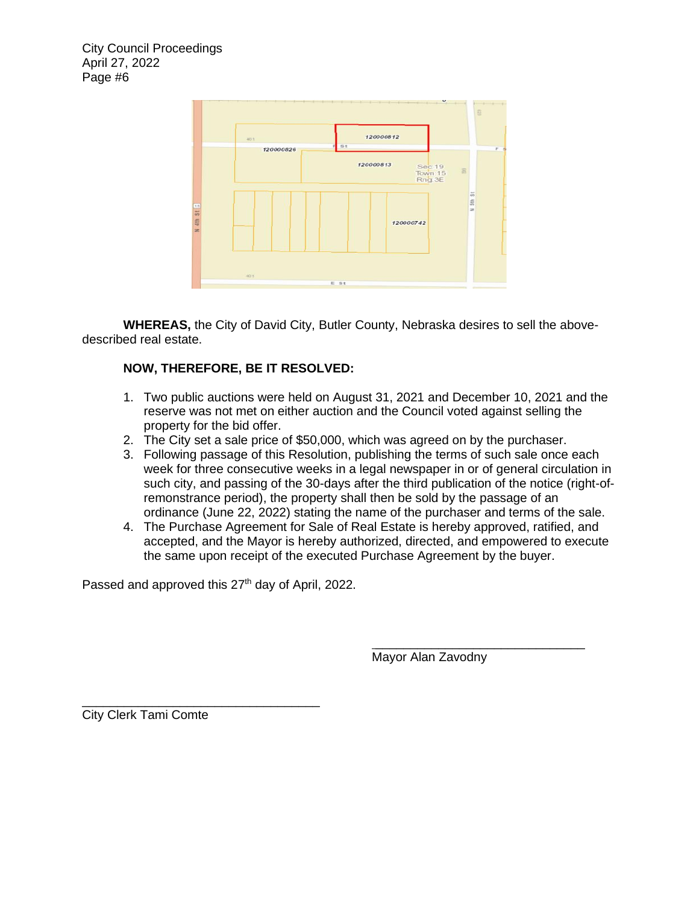**WHEREAS,** the City of David City, Butler County, Nebraska desires to sell the above-described real estate.

**NOW, THEREFORE, BE IT RESOLVED:**

1. Two public auctions were held on August 31, 2021 and December 10, 2021 and the reserve was not met on either auction and the Council voted against selling the property for the bid offer.
2. The City set a sale price of $50,000, which was agreed on by the purchaser.
3. Following passage of this Resolution, publishing the terms of such sale once each week for three consecutive weeks in a legal newspaper in or of general circulation in such city, and passing of the 30-days after the third publication of the notice (right-of-remonstrance period), the property shall then be sold by the passage of an ordinance (June 22, 2022) stating the name of the purchaser and terms of the sale.
4. The Purchase Agreement for Sale of Real Estate is hereby approved, ratified, and accepted, and the Mayor is hereby authorized, directed, and empowered to execute the same upon receipt of the executed Purchase Agreement by the buyer.

Passed and approved this 27th day of April, 2022.

\_\_\_\_\_\_\_\_\_\_\_\_\_\_\_\_\_\_\_\_\_\_\_\_\_\_\_\_\_\_
Mayor Alan Zavodny

\_\_\_\_\_\_\_\_\_\_\_\_\_\_\_\_\_\_\_\_\_\_\_\_\_\_\_\_\_\_
City Clerk Tami Comte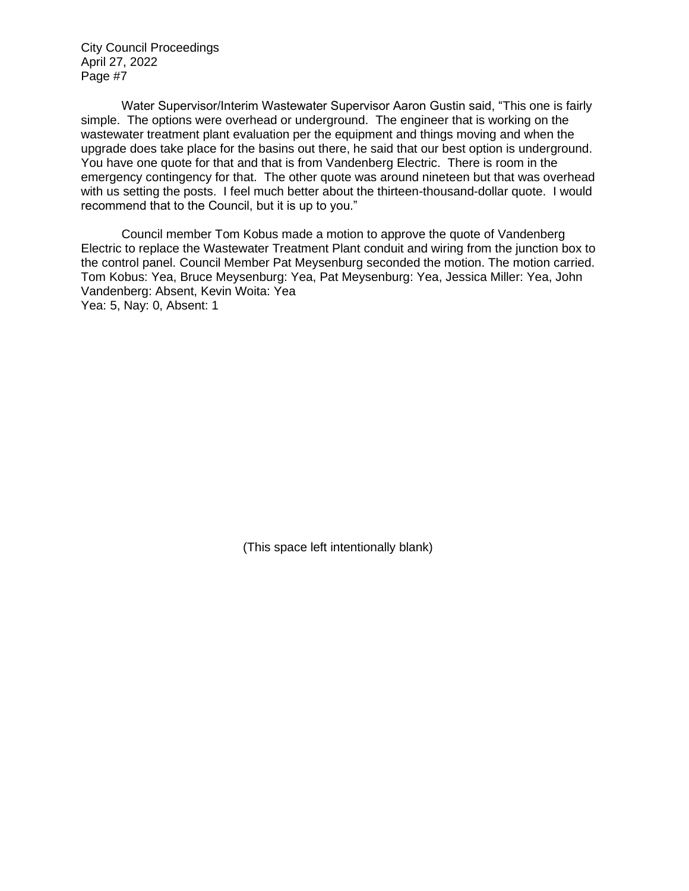Water Supervisor/Interim Wastewater Supervisor Aaron Gustin said, "This one is fairly simple. The options were overhead or underground. The engineer that is working on the wastewater treatment plant evaluation per the equipment and things moving and when the upgrade does take place for the basins out there, he said that our best option is underground. You have one quote for that and that is from Vandenberg Electric. There is room in the emergency contingency for that. The other quote was around nineteen but that was overhead with us setting the posts. I feel much better about the thirteen-thousand-dollar quote. I would recommend that to the Council, but it is up to you."

Council member Tom Kobus made a motion to approve the quote of Vandenberg Electric to replace the Wastewater Treatment Plant conduit and wiring from the junction box to the control panel. Council Member Pat Meysenburg seconded the motion. The motion carried. Tom Kobus: Yea, Bruce Meysenburg: Yea, Pat Meysenburg: Yea, Jessica Miller: Yea, John Vandenberg: Absent, Kevin Woita: Yea
Yea: 5, Nay: 0, Absent: 1

(This space left intentionally blank)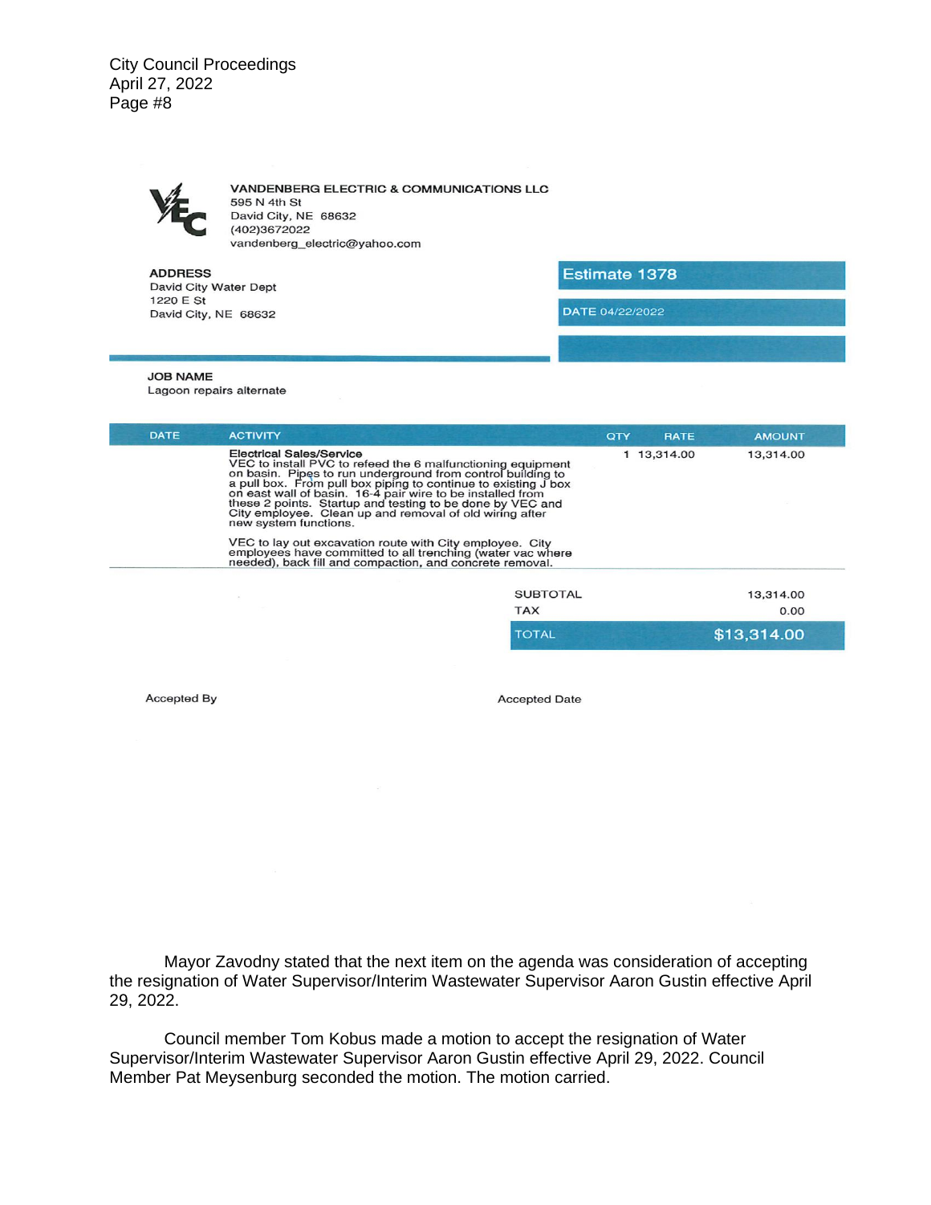**VANDENBERG ELECTRIC & COMMUNICATIONS LLC**
595 N 4th St
David City, NE 68632
(402)3672022
vandenberg_electric@yahoo.com

**ADDRESS**
David City Water Dept
1220 E St
David City, NE 68632

**Estimate 1378**

DATE 04/22/2022

**JOB NAME**
Lagoon repairs alternate

| DATE | ACTIVITY | QTY | RATE | AMOUNT |
|---|---|---|---|---|
| | **Electrical Sales/Service** VEC to install PVC to refeed the 6 malfunctioning equipment on basin. Pipes to run underground from control building to a pull box. From pull box piping to continue to existing J box on east wall of basin. 16-4 pair wire to be installed from these 2 points. Startup and testing to be done by VEC and City employee. Clean up and removal of old wiring after new system functions. VEC to lay out excavation route with City employee. City employees have committed to all trenching (water vac where needed), back fill and compaction, and concrete removal. | 1 | 13,314.00 | 13,314.00 |

| | |
|---|---|
| SUBTOTAL | 13,314.00 |
| TAX | 0.00 |
| TOTAL | $13,314.00 |

Accepted By

Accepted Date

Mayor Zavodny stated that the next item on the agenda was consideration of accepting the resignation of Water Supervisor/Interim Wastewater Supervisor Aaron Gustin effective April 29, 2022.

Council member Tom Kobus made a motion to accept the resignation of Water Supervisor/Interim Wastewater Supervisor Aaron Gustin effective April 29, 2022. Council Member Pat Meysenburg seconded the motion. The motion carried.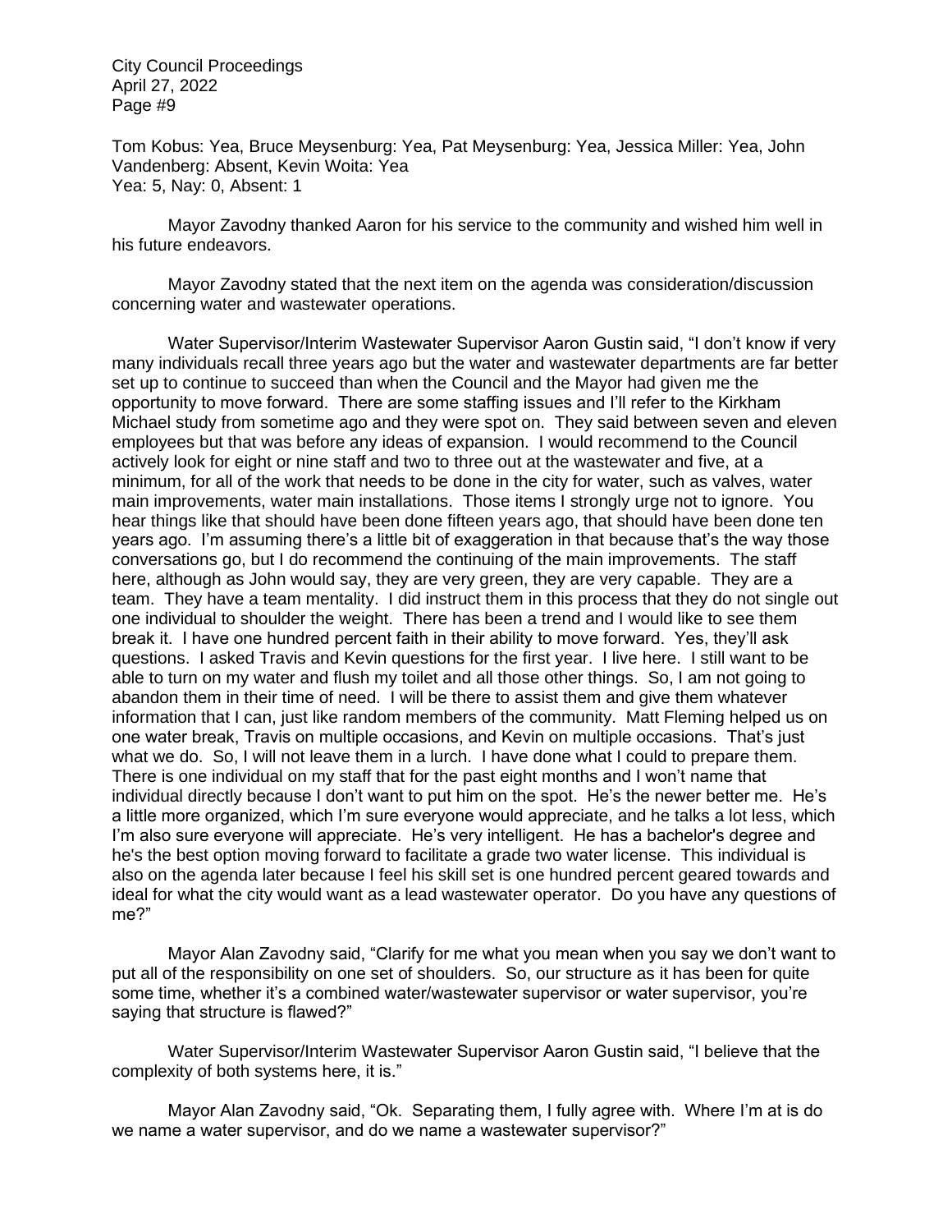Tom Kobus: Yea, Bruce Meysenburg: Yea, Pat Meysenburg: Yea, Jessica Miller: Yea, John Vandenberg: Absent, Kevin Woita: Yea
Yea: 5, Nay: 0, Absent: 1

Mayor Zavodny thanked Aaron for his service to the community and wished him well in his future endeavors.

Mayor Zavodny stated that the next item on the agenda was consideration/discussion concerning water and wastewater operations.

Water Supervisor/Interim Wastewater Supervisor Aaron Gustin said, "I don't know if very many individuals recall three years ago but the water and wastewater departments are far better set up to continue to succeed than when the Council and the Mayor had given me the opportunity to move forward. There are some staffing issues and I'll refer to the Kirkham Michael study from sometime ago and they were spot on. They said between seven and eleven employees but that was before any ideas of expansion. I would recommend to the Council actively look for eight or nine staff and two to three out at the wastewater and five, at a minimum, for all of the work that needs to be done in the city for water, such as valves, water main improvements, water main installations. Those items I strongly urge not to ignore. You hear things like that should have been done fifteen years ago, that should have been done ten years ago. I'm assuming there's a little bit of exaggeration in that because that's the way those conversations go, but I do recommend the continuing of the main improvements. The staff here, although as John would say, they are very green, they are very capable. They are a team. They have a team mentality. I did instruct them in this process that they do not single out one individual to shoulder the weight. There has been a trend and I would like to see them break it. I have one hundred percent faith in their ability to move forward. Yes, they'll ask questions. I asked Travis and Kevin questions for the first year. I live here. I still want to be able to turn on my water and flush my toilet and all those other things. So, I am not going to abandon them in their time of need. I will be there to assist them and give them whatever information that I can, just like random members of the community. Matt Fleming helped us on one water break, Travis on multiple occasions, and Kevin on multiple occasions. That's just what we do. So, I will not leave them in a lurch. I have done what I could to prepare them. There is one individual on my staff that for the past eight months and I won't name that individual directly because I don't want to put him on the spot. He's the newer better me. He's a little more organized, which I'm sure everyone would appreciate, and he talks a lot less, which I'm also sure everyone will appreciate. He's very intelligent. He has a bachelor's degree and he's the best option moving forward to facilitate a grade two water license. This individual is also on the agenda later because I feel his skill set is one hundred percent geared towards and ideal for what the city would want as a lead wastewater operator. Do you have any questions of me?"

Mayor Alan Zavodny said, "Clarify for me what you mean when you say we don't want to put all of the responsibility on one set of shoulders. So, our structure as it has been for quite some time, whether it's a combined water/wastewater supervisor or water supervisor, you're saying that structure is flawed?"

Water Supervisor/Interim Wastewater Supervisor Aaron Gustin said, "I believe that the complexity of both systems here, it is."

Mayor Alan Zavodny said, "Ok. Separating them, I fully agree with. Where I'm at is do we name a water supervisor, and do we name a wastewater supervisor?"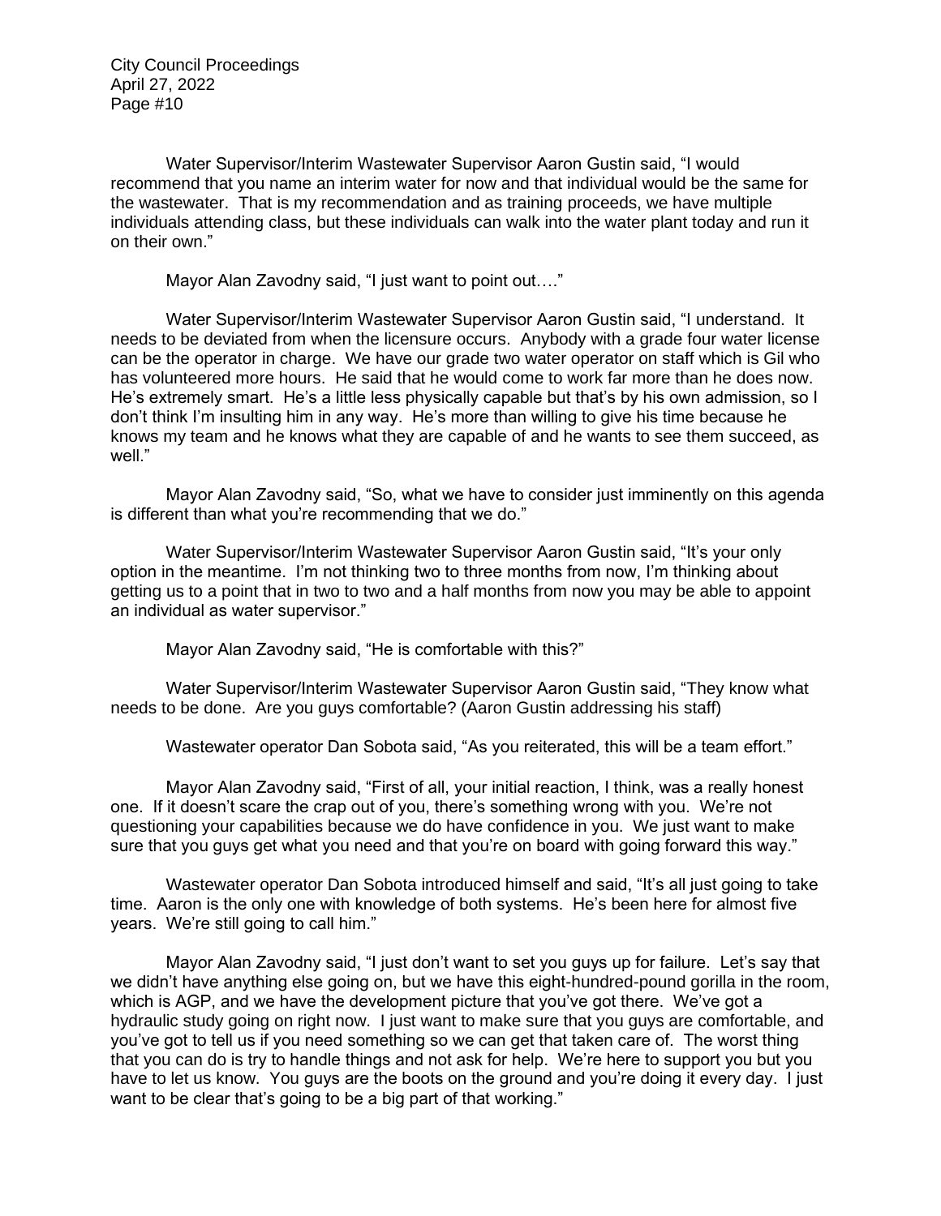Water Supervisor/Interim Wastewater Supervisor Aaron Gustin said, "I would recommend that you name an interim water for now and that individual would be the same for the wastewater. That is my recommendation and as training proceeds, we have multiple individuals attending class, but these individuals can walk into the water plant today and run it on their own."

Mayor Alan Zavodny said, "I just want to point out…."

Water Supervisor/Interim Wastewater Supervisor Aaron Gustin said, "I understand. It needs to be deviated from when the licensure occurs. Anybody with a grade four water license can be the operator in charge. We have our grade two water operator on staff which is Gil who has volunteered more hours. He said that he would come to work far more than he does now. He's extremely smart. He's a little less physically capable but that's by his own admission, so I don't think I'm insulting him in any way. He's more than willing to give his time because he knows my team and he knows what they are capable of and he wants to see them succeed, as well."

Mayor Alan Zavodny said, "So, what we have to consider just imminently on this agenda is different than what you're recommending that we do."

Water Supervisor/Interim Wastewater Supervisor Aaron Gustin said, "It's your only option in the meantime. I'm not thinking two to three months from now, I'm thinking about getting us to a point that in two to two and a half months from now you may be able to appoint an individual as water supervisor."

Mayor Alan Zavodny said, "He is comfortable with this?"

Water Supervisor/Interim Wastewater Supervisor Aaron Gustin said, "They know what needs to be done. Are you guys comfortable? (Aaron Gustin addressing his staff)

Wastewater operator Dan Sobota said, "As you reiterated, this will be a team effort."

Mayor Alan Zavodny said, "First of all, your initial reaction, I think, was a really honest one. If it doesn't scare the crap out of you, there's something wrong with you. We're not questioning your capabilities because we do have confidence in you. We just want to make sure that you guys get what you need and that you're on board with going forward this way."

Wastewater operator Dan Sobota introduced himself and said, "It's all just going to take time. Aaron is the only one with knowledge of both systems. He's been here for almost five years. We're still going to call him."

Mayor Alan Zavodny said, "I just don't want to set you guys up for failure. Let's say that we didn't have anything else going on, but we have this eight-hundred-pound gorilla in the room, which is AGP, and we have the development picture that you've got there. We've got a hydraulic study going on right now. I just want to make sure that you guys are comfortable, and you've got to tell us if you need something so we can get that taken care of. The worst thing that you can do is try to handle things and not ask for help. We're here to support you but you have to let us know. You guys are the boots on the ground and you're doing it every day. I just want to be clear that's going to be a big part of that working."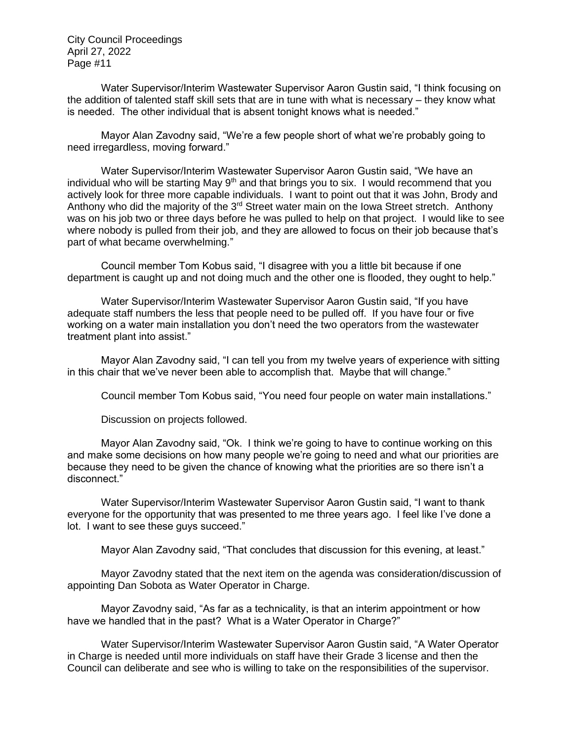Water Supervisor/Interim Wastewater Supervisor Aaron Gustin said, "I think focusing on the addition of talented staff skill sets that are in tune with what is necessary – they know what is needed. The other individual that is absent tonight knows what is needed."

Mayor Alan Zavodny said, "We're a few people short of what we're probably going to need irregardless, moving forward."

Water Supervisor/Interim Wastewater Supervisor Aaron Gustin said, "We have an individual who will be starting May 9th and that brings you to six. I would recommend that you actively look for three more capable individuals. I want to point out that it was John, Brody and Anthony who did the majority of the 3rd Street water main on the Iowa Street stretch. Anthony was on his job two or three days before he was pulled to help on that project. I would like to see where nobody is pulled from their job, and they are allowed to focus on their job because that's part of what became overwhelming."

Council member Tom Kobus said, "I disagree with you a little bit because if one department is caught up and not doing much and the other one is flooded, they ought to help."

Water Supervisor/Interim Wastewater Supervisor Aaron Gustin said, "If you have adequate staff numbers the less that people need to be pulled off. If you have four or five working on a water main installation you don't need the two operators from the wastewater treatment plant into assist."

Mayor Alan Zavodny said, "I can tell you from my twelve years of experience with sitting in this chair that we've never been able to accomplish that. Maybe that will change."

Council member Tom Kobus said, "You need four people on water main installations."

Discussion on projects followed.

Mayor Alan Zavodny said, "Ok. I think we're going to have to continue working on this and make some decisions on how many people we're going to need and what our priorities are because they need to be given the chance of knowing what the priorities are so there isn't a disconnect."

Water Supervisor/Interim Wastewater Supervisor Aaron Gustin said, "I want to thank everyone for the opportunity that was presented to me three years ago. I feel like I've done a lot. I want to see these guys succeed."

Mayor Alan Zavodny said, "That concludes that discussion for this evening, at least."

Mayor Zavodny stated that the next item on the agenda was consideration/discussion of appointing Dan Sobota as Water Operator in Charge.

Mayor Zavodny said, "As far as a technicality, is that an interim appointment or how have we handled that in the past? What is a Water Operator in Charge?"

Water Supervisor/Interim Wastewater Supervisor Aaron Gustin said, "A Water Operator in Charge is needed until more individuals on staff have their Grade 3 license and then the Council can deliberate and see who is willing to take on the responsibilities of the supervisor.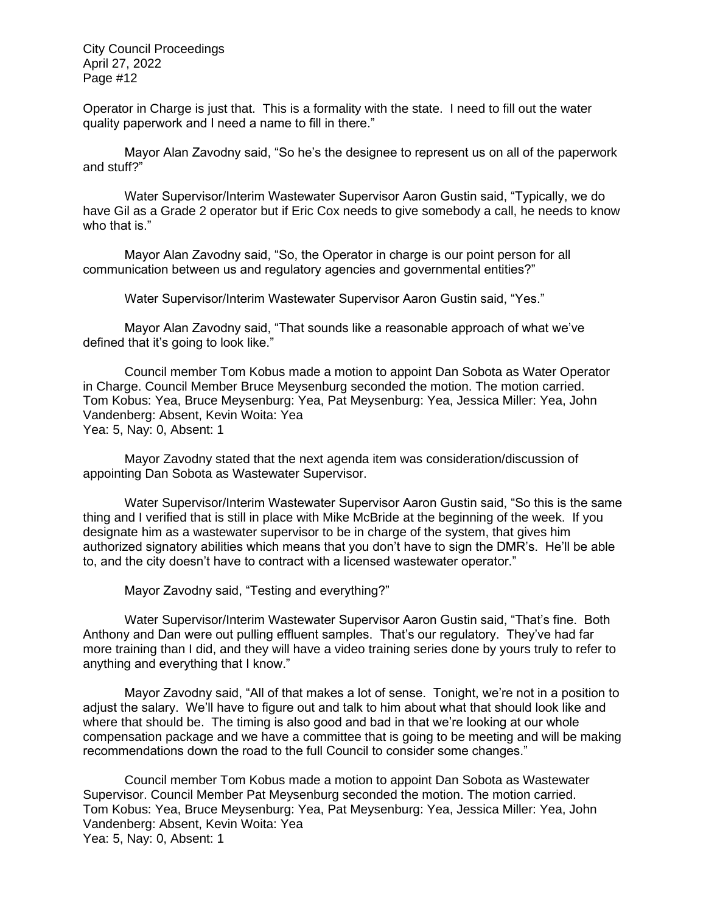Operator in Charge is just that. This is a formality with the state. I need to fill out the water quality paperwork and I need a name to fill in there."

Mayor Alan Zavodny said, "So he's the designee to represent us on all of the paperwork and stuff?"

Water Supervisor/Interim Wastewater Supervisor Aaron Gustin said, "Typically, we do have Gil as a Grade 2 operator but if Eric Cox needs to give somebody a call, he needs to know who that is."

Mayor Alan Zavodny said, "So, the Operator in charge is our point person for all communication between us and regulatory agencies and governmental entities?"

Water Supervisor/Interim Wastewater Supervisor Aaron Gustin said, "Yes."

Mayor Alan Zavodny said, "That sounds like a reasonable approach of what we've defined that it's going to look like."

Council member Tom Kobus made a motion to appoint Dan Sobota as Water Operator in Charge. Council Member Bruce Meysenburg seconded the motion. The motion carried. Tom Kobus: Yea, Bruce Meysenburg: Yea, Pat Meysenburg: Yea, Jessica Miller: Yea, John Vandenberg: Absent, Kevin Woita: Yea
Yea: 5, Nay: 0, Absent: 1

Mayor Zavodny stated that the next agenda item was consideration/discussion of appointing Dan Sobota as Wastewater Supervisor.

Water Supervisor/Interim Wastewater Supervisor Aaron Gustin said, "So this is the same thing and I verified that is still in place with Mike McBride at the beginning of the week. If you designate him as a wastewater supervisor to be in charge of the system, that gives him authorized signatory abilities which means that you don't have to sign the DMR's. He'll be able to, and the city doesn't have to contract with a licensed wastewater operator."

Mayor Zavodny said, "Testing and everything?"

Water Supervisor/Interim Wastewater Supervisor Aaron Gustin said, "That's fine. Both Anthony and Dan were out pulling effluent samples. That's our regulatory. They've had far more training than I did, and they will have a video training series done by yours truly to refer to anything and everything that I know."

Mayor Zavodny said, "All of that makes a lot of sense. Tonight, we're not in a position to adjust the salary. We'll have to figure out and talk to him about what that should look like and where that should be. The timing is also good and bad in that we're looking at our whole compensation package and we have a committee that is going to be meeting and will be making recommendations down the road to the full Council to consider some changes."

Council member Tom Kobus made a motion to appoint Dan Sobota as Wastewater Supervisor. Council Member Pat Meysenburg seconded the motion. The motion carried. Tom Kobus: Yea, Bruce Meysenburg: Yea, Pat Meysenburg: Yea, Jessica Miller: Yea, John Vandenberg: Absent, Kevin Woita: Yea
Yea: 5, Nay: 0, Absent: 1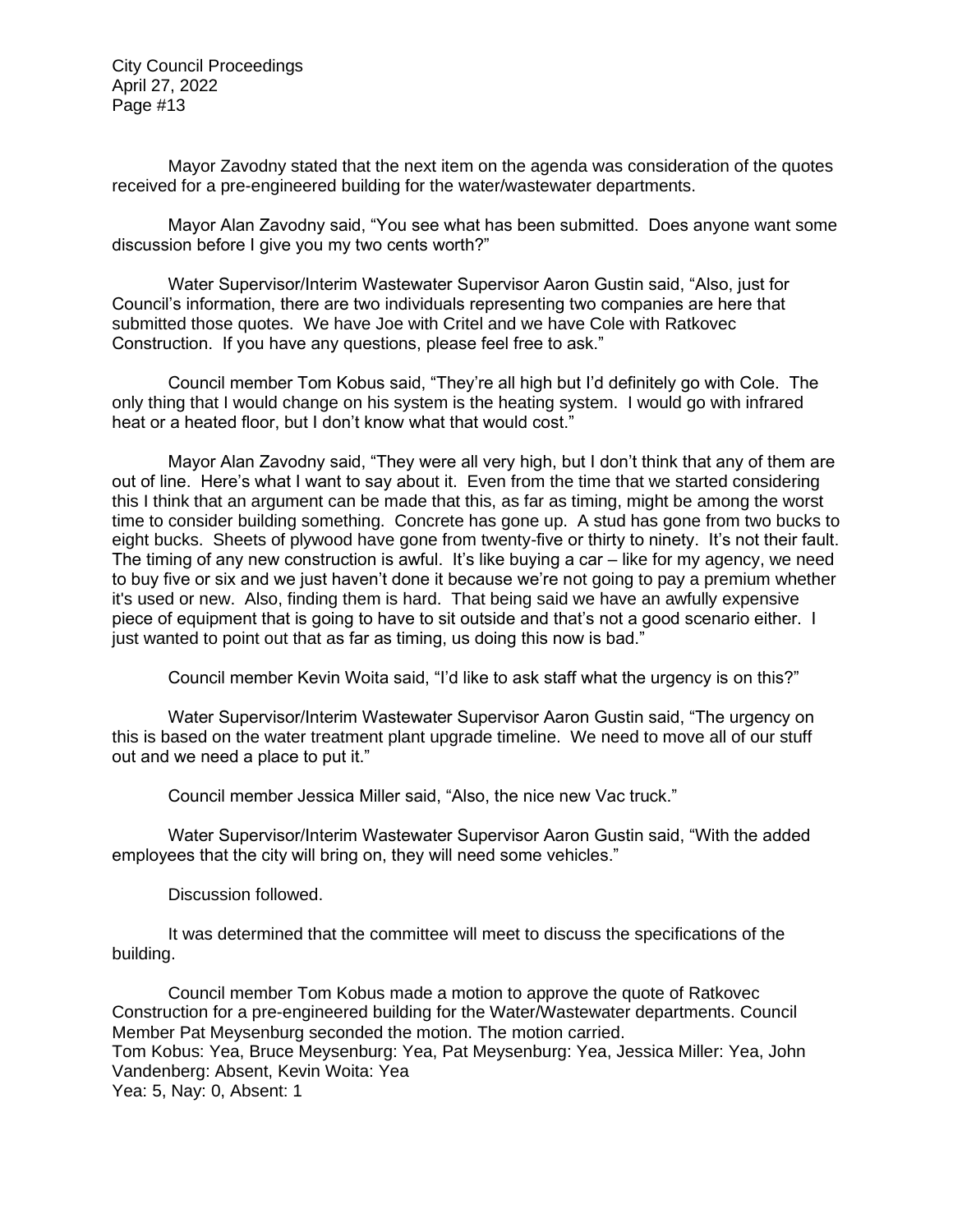Mayor Zavodny stated that the next item on the agenda was consideration of the quotes received for a pre-engineered building for the water/wastewater departments.

Mayor Alan Zavodny said, "You see what has been submitted. Does anyone want some discussion before I give you my two cents worth?"

Water Supervisor/Interim Wastewater Supervisor Aaron Gustin said, "Also, just for Council's information, there are two individuals representing two companies are here that submitted those quotes. We have Joe with Critel and we have Cole with Ratkovec Construction. If you have any questions, please feel free to ask."

Council member Tom Kobus said, "They're all high but I'd definitely go with Cole. The only thing that I would change on his system is the heating system. I would go with infrared heat or a heated floor, but I don't know what that would cost."

Mayor Alan Zavodny said, "They were all very high, but I don't think that any of them are out of line. Here's what I want to say about it. Even from the time that we started considering this I think that an argument can be made that this, as far as timing, might be among the worst time to consider building something. Concrete has gone up. A stud has gone from two bucks to eight bucks. Sheets of plywood have gone from twenty-five or thirty to ninety. It's not their fault. The timing of any new construction is awful. It's like buying a car – like for my agency, we need to buy five or six and we just haven't done it because we're not going to pay a premium whether it's used or new. Also, finding them is hard. That being said we have an awfully expensive piece of equipment that is going to have to sit outside and that's not a good scenario either. I just wanted to point out that as far as timing, us doing this now is bad."

Council member Kevin Woita said, "I'd like to ask staff what the urgency is on this?"

Water Supervisor/Interim Wastewater Supervisor Aaron Gustin said, "The urgency on this is based on the water treatment plant upgrade timeline. We need to move all of our stuff out and we need a place to put it."

Council member Jessica Miller said, "Also, the nice new Vac truck."

Water Supervisor/Interim Wastewater Supervisor Aaron Gustin said, "With the added employees that the city will bring on, they will need some vehicles."

Discussion followed.

It was determined that the committee will meet to discuss the specifications of the building.

Council member Tom Kobus made a motion to approve the quote of Ratkovec Construction for a pre-engineered building for the Water/Wastewater departments. Council Member Pat Meysenburg seconded the motion. The motion carried.
Tom Kobus: Yea, Bruce Meysenburg: Yea, Pat Meysenburg: Yea, Jessica Miller: Yea, John Vandenberg: Absent, Kevin Woita: Yea
Yea: 5, Nay: 0, Absent: 1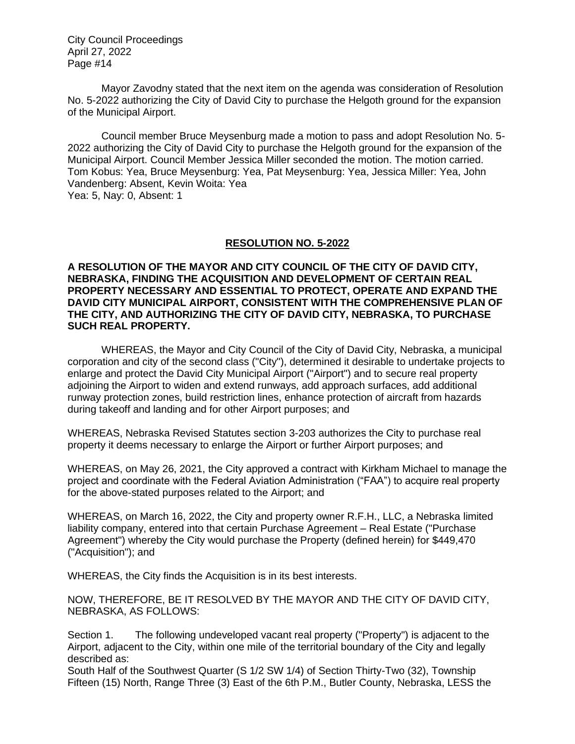Mayor Zavodny stated that the next item on the agenda was consideration of Resolution No. 5-2022 authorizing the City of David City to purchase the Helgoth ground for the expansion of the Municipal Airport.

Council member Bruce Meysenburg made a motion to pass and adopt Resolution No. 5-2022 authorizing the City of David City to purchase the Helgoth ground for the expansion of the Municipal Airport. Council Member Jessica Miller seconded the motion. The motion carried.
Tom Kobus: Yea, Bruce Meysenburg: Yea, Pat Meysenburg: Yea, Jessica Miller: Yea, John Vandenberg: Absent, Kevin Woita: Yea
Yea: 5, Nay: 0, Absent: 1

## RESOLUTION NO. 5-2022

**A RESOLUTION OF THE MAYOR AND CITY COUNCIL OF THE CITY OF DAVID CITY, NEBRASKA, FINDING THE ACQUISITION AND DEVELOPMENT OF CERTAIN REAL PROPERTY NECESSARY AND ESSENTIAL TO PROTECT, OPERATE AND EXPAND THE DAVID CITY MUNICIPAL AIRPORT, CONSISTENT WITH THE COMPREHENSIVE PLAN OF THE CITY, AND AUTHORIZING THE CITY OF DAVID CITY, NEBRASKA, TO PURCHASE SUCH REAL PROPERTY.**

WHEREAS, the Mayor and City Council of the City of David City, Nebraska, a municipal corporation and city of the second class ("City"), determined it desirable to undertake projects to enlarge and protect the David City Municipal Airport ("Airport") and to secure real property adjoining the Airport to widen and extend runways, add approach surfaces, add additional runway protection zones, build restriction lines, enhance protection of aircraft from hazards during takeoff and landing and for other Airport purposes; and

WHEREAS, Nebraska Revised Statutes section 3-203 authorizes the City to purchase real property it deems necessary to enlarge the Airport or further Airport purposes; and

WHEREAS, on May 26, 2021, the City approved a contract with Kirkham Michael to manage the project and coordinate with the Federal Aviation Administration ("FAA") to acquire real property for the above-stated purposes related to the Airport; and

WHEREAS, on March 16, 2022, the City and property owner R.F.H., LLC, a Nebraska limited liability company, entered into that certain Purchase Agreement – Real Estate ("Purchase Agreement") whereby the City would purchase the Property (defined herein) for $449,470 ("Acquisition"); and

WHEREAS, the City finds the Acquisition is in its best interests.

NOW, THEREFORE, BE IT RESOLVED BY THE MAYOR AND THE CITY OF DAVID CITY, NEBRASKA, AS FOLLOWS:

Section 1. The following undeveloped vacant real property ("Property") is adjacent to the Airport, adjacent to the City, within one mile of the territorial boundary of the City and legally described as:
South Half of the Southwest Quarter (S 1/2 SW 1/4) of Section Thirty-Two (32), Township Fifteen (15) North, Range Three (3) East of the 6th P.M., Butler County, Nebraska, LESS the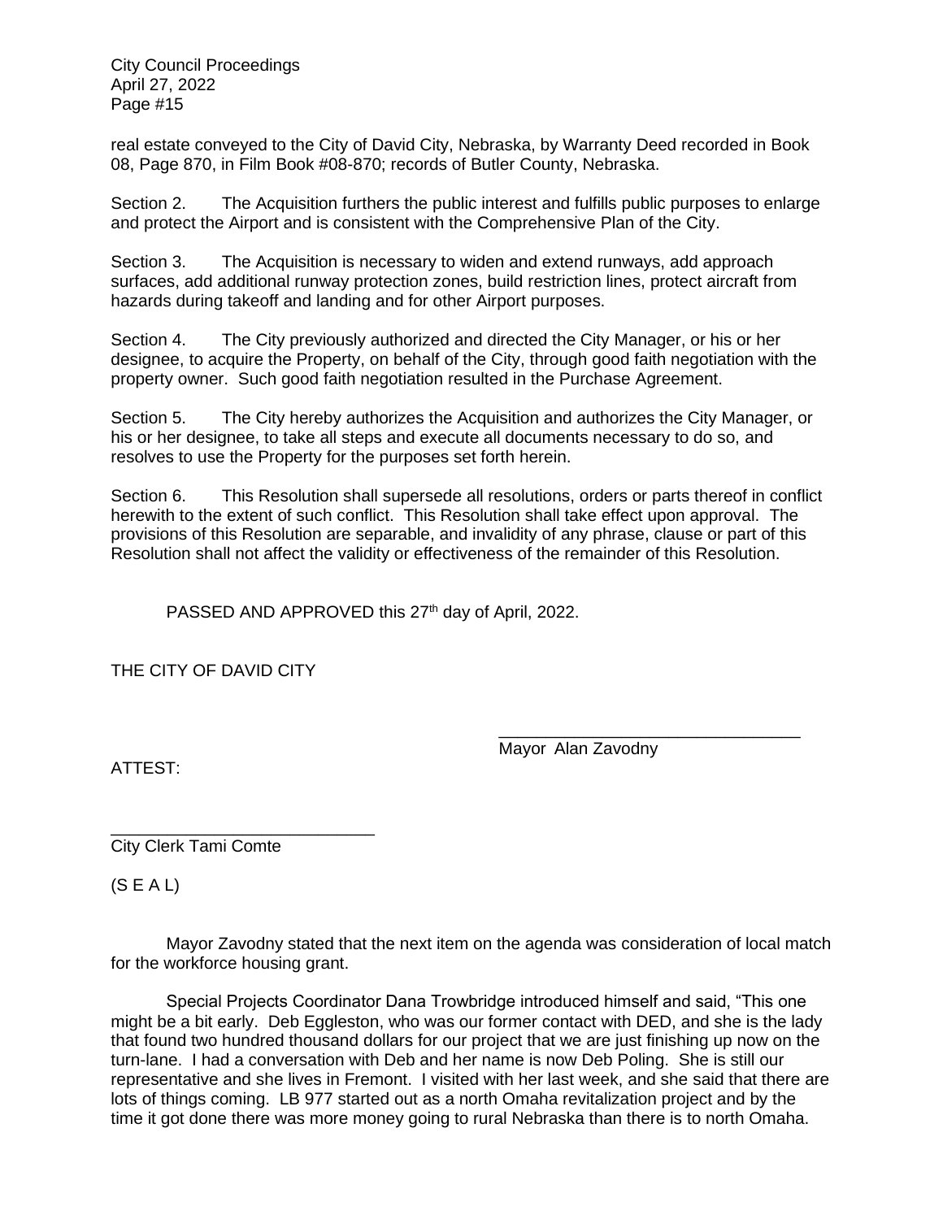real estate conveyed to the City of David City, Nebraska, by Warranty Deed recorded in Book 08, Page 870, in Film Book #08-870; records of Butler County, Nebraska.

Section 2. The Acquisition furthers the public interest and fulfills public purposes to enlarge and protect the Airport and is consistent with the Comprehensive Plan of the City.

Section 3. The Acquisition is necessary to widen and extend runways, add approach surfaces, add additional runway protection zones, build restriction lines, protect aircraft from hazards during takeoff and landing and for other Airport purposes.

Section 4. The City previously authorized and directed the City Manager, or his or her designee, to acquire the Property, on behalf of the City, through good faith negotiation with the property owner. Such good faith negotiation resulted in the Purchase Agreement.

Section 5. The City hereby authorizes the Acquisition and authorizes the City Manager, or his or her designee, to take all steps and execute all documents necessary to do so, and resolves to use the Property for the purposes set forth herein.

Section 6. This Resolution shall supersede all resolutions, orders or parts thereof in conflict herewith to the extent of such conflict. This Resolution shall take effect upon approval. The provisions of this Resolution are separable, and invalidity of any phrase, clause or part of this Resolution shall not affect the validity or effectiveness of the remainder of this Resolution.

PASSED AND APPROVED this 27th day of April, 2022.

THE CITY OF DAVID CITY

\_\_\_\_\_\_\_\_\_\_\_\_\_\_\_\_\_\_\_\_\_\_\_\_\_\_\_\_\_\_\_\_
Mayor Alan Zavodny

ATTEST:

\_\_\_\_\_\_\_\_\_\_\_\_\_\_\_\_\_\_\_\_\_\_\_\_\_\_\_\_\_\_\_\_
City Clerk Tami Comte

(S E A L)

Mayor Zavodny stated that the next item on the agenda was consideration of local match for the workforce housing grant.

Special Projects Coordinator Dana Trowbridge introduced himself and said, "This one might be a bit early. Deb Eggleston, who was our former contact with DED, and she is the lady that found two hundred thousand dollars for our project that we are just finishing up now on the turn-lane. I had a conversation with Deb and her name is now Deb Poling. She is still our representative and she lives in Fremont. I visited with her last week, and she said that there are lots of things coming. LB 977 started out as a north Omaha revitalization project and by the time it got done there was more money going to rural Nebraska than there is to north Omaha.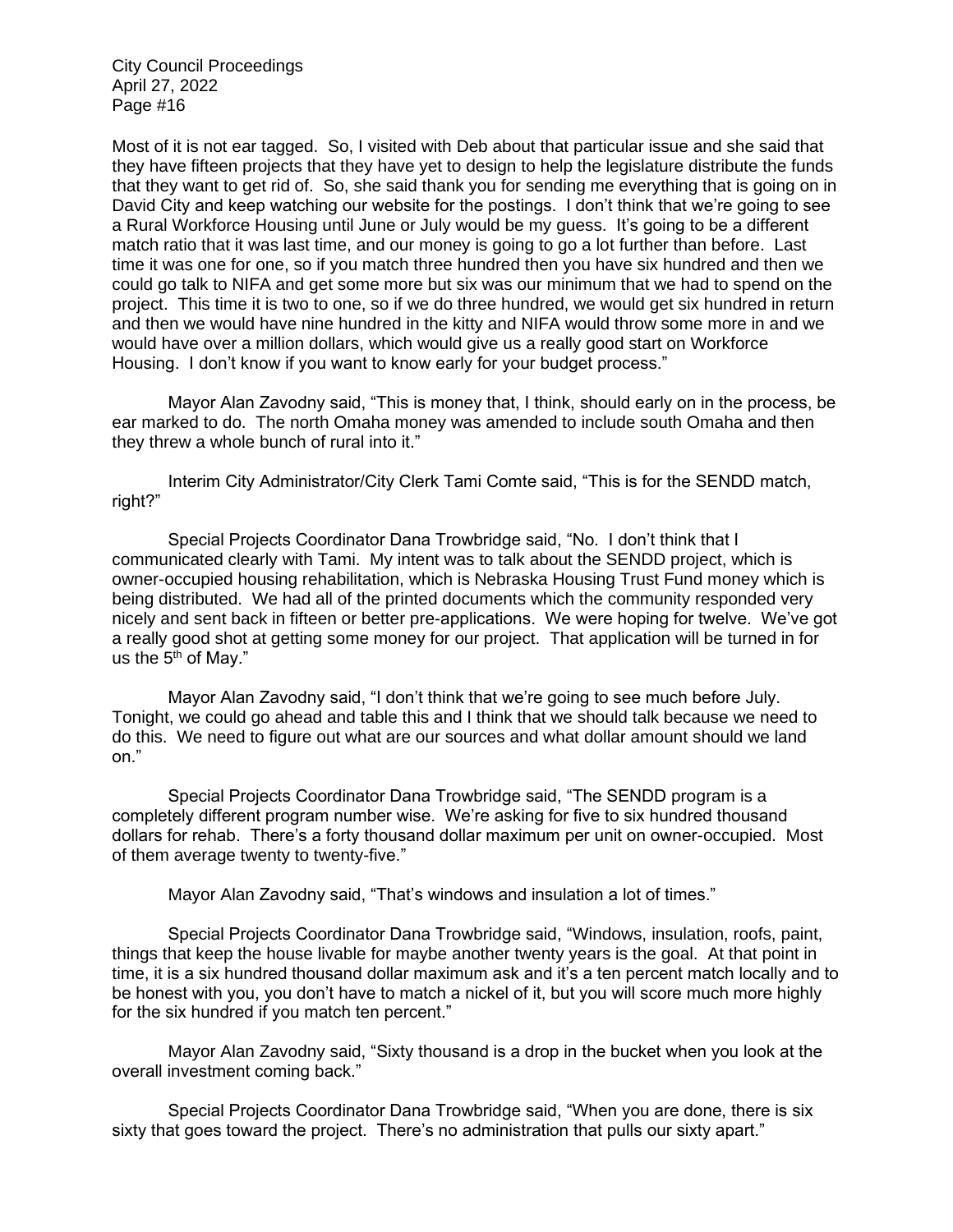Most of it is not ear tagged. So, I visited with Deb about that particular issue and she said that they have fifteen projects that they have yet to design to help the legislature distribute the funds that they want to get rid of. So, she said thank you for sending me everything that is going on in David City and keep watching our website for the postings. I don't think that we're going to see a Rural Workforce Housing until June or July would be my guess. It's going to be a different match ratio that it was last time, and our money is going to go a lot further than before. Last time it was one for one, so if you match three hundred then you have six hundred and then we could go talk to NIFA and get some more but six was our minimum that we had to spend on the project. This time it is two to one, so if we do three hundred, we would get six hundred in return and then we would have nine hundred in the kitty and NIFA would throw some more in and we would have over a million dollars, which would give us a really good start on Workforce Housing. I don't know if you want to know early for your budget process."

Mayor Alan Zavodny said, "This is money that, I think, should early on in the process, be ear marked to do. The north Omaha money was amended to include south Omaha and then they threw a whole bunch of rural into it."

Interim City Administrator/City Clerk Tami Comte said, "This is for the SENDD match, right?"

Special Projects Coordinator Dana Trowbridge said, "No. I don't think that I communicated clearly with Tami. My intent was to talk about the SENDD project, which is owner-occupied housing rehabilitation, which is Nebraska Housing Trust Fund money which is being distributed. We had all of the printed documents which the community responded very nicely and sent back in fifteen or better pre-applications. We were hoping for twelve. We've got a really good shot at getting some money for our project. That application will be turned in for us the 5th of May."

Mayor Alan Zavodny said, "I don't think that we're going to see much before July. Tonight, we could go ahead and table this and I think that we should talk because we need to do this. We need to figure out what are our sources and what dollar amount should we land on."

Special Projects Coordinator Dana Trowbridge said, "The SENDD program is a completely different program number wise. We're asking for five to six hundred thousand dollars for rehab. There's a forty thousand dollar maximum per unit on owner-occupied. Most of them average twenty to twenty-five."

Mayor Alan Zavodny said, "That's windows and insulation a lot of times."

Special Projects Coordinator Dana Trowbridge said, "Windows, insulation, roofs, paint, things that keep the house livable for maybe another twenty years is the goal. At that point in time, it is a six hundred thousand dollar maximum ask and it's a ten percent match locally and to be honest with you, you don't have to match a nickel of it, but you will score much more highly for the six hundred if you match ten percent."

Mayor Alan Zavodny said, "Sixty thousand is a drop in the bucket when you look at the overall investment coming back."

Special Projects Coordinator Dana Trowbridge said, "When you are done, there is six sixty that goes toward the project. There's no administration that pulls our sixty apart."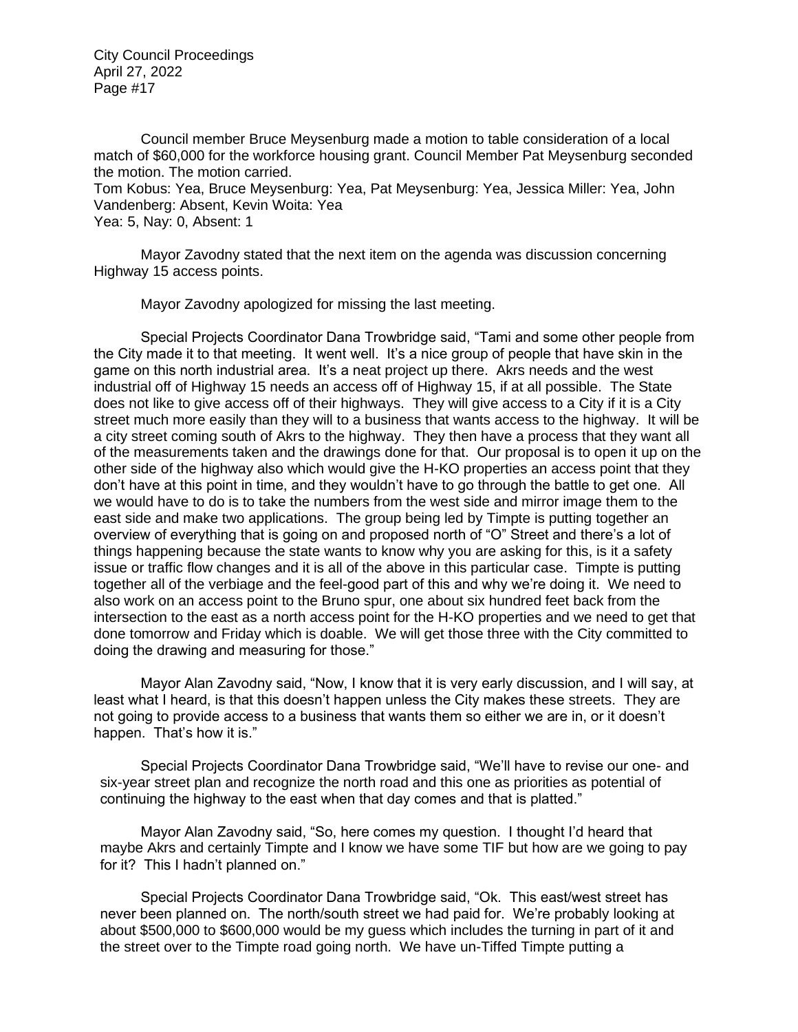Council member Bruce Meysenburg made a motion to table consideration of a local match of $60,000 for the workforce housing grant. Council Member Pat Meysenburg seconded the motion. The motion carried.
Tom Kobus: Yea, Bruce Meysenburg: Yea, Pat Meysenburg: Yea, Jessica Miller: Yea, John Vandenberg: Absent, Kevin Woita: Yea
Yea: 5, Nay: 0, Absent: 1

Mayor Zavodny stated that the next item on the agenda was discussion concerning Highway 15 access points.

Mayor Zavodny apologized for missing the last meeting.

Special Projects Coordinator Dana Trowbridge said, "Tami and some other people from the City made it to that meeting. It went well. It's a nice group of people that have skin in the game on this north industrial area. It's a neat project up there. Akrs needs and the west industrial off of Highway 15 needs an access off of Highway 15, if at all possible. The State does not like to give access off of their highways. They will give access to a City if it is a City street much more easily than they will to a business that wants access to the highway. It will be a city street coming south of Akrs to the highway. They then have a process that they want all of the measurements taken and the drawings done for that. Our proposal is to open it up on the other side of the highway also which would give the H-KO properties an access point that they don't have at this point in time, and they wouldn't have to go through the battle to get one. All we would have to do is to take the numbers from the west side and mirror image them to the east side and make two applications. The group being led by Timpte is putting together an overview of everything that is going on and proposed north of "O" Street and there's a lot of things happening because the state wants to know why you are asking for this, is it a safety issue or traffic flow changes and it is all of the above in this particular case. Timpte is putting together all of the verbiage and the feel-good part of this and why we're doing it. We need to also work on an access point to the Bruno spur, one about six hundred feet back from the intersection to the east as a north access point for the H-KO properties and we need to get that done tomorrow and Friday which is doable. We will get those three with the City committed to doing the drawing and measuring for those."

Mayor Alan Zavodny said, "Now, I know that it is very early discussion, and I will say, at least what I heard, is that this doesn't happen unless the City makes these streets. They are not going to provide access to a business that wants them so either we are in, or it doesn't happen. That's how it is."

Special Projects Coordinator Dana Trowbridge said, "We'll have to revise our one- and six-year street plan and recognize the north road and this one as priorities as potential of continuing the highway to the east when that day comes and that is platted."

Mayor Alan Zavodny said, "So, here comes my question. I thought I'd heard that maybe Akrs and certainly Timpte and I know we have some TIF but how are we going to pay for it? This I hadn't planned on."

Special Projects Coordinator Dana Trowbridge said, "Ok. This east/west street has never been planned on. The north/south street we had paid for. We're probably looking at about $500,000 to $600,000 would be my guess which includes the turning in part of it and the street over to the Timpte road going north. We have un-Tiffed Timpte putting a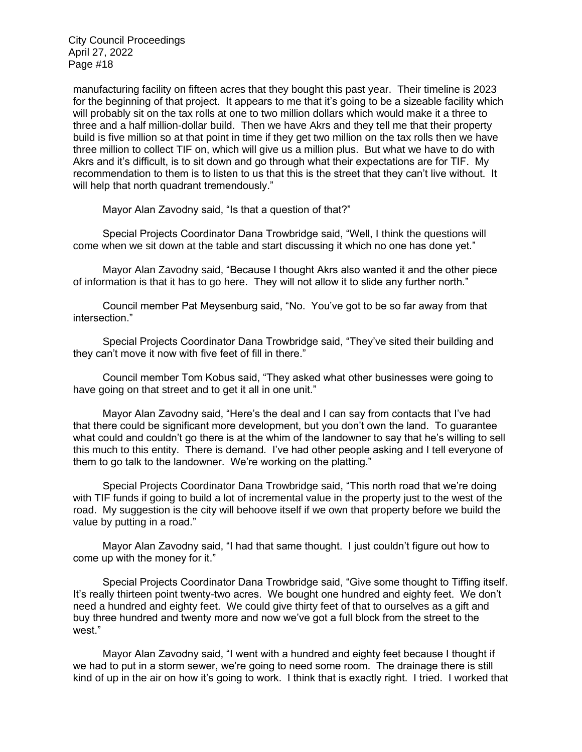manufacturing facility on fifteen acres that they bought this past year. Their timeline is 2023 for the beginning of that project. It appears to me that it's going to be a sizeable facility which will probably sit on the tax rolls at one to two million dollars which would make it a three to three and a half million-dollar build. Then we have Akrs and they tell me that their property build is five million so at that point in time if they get two million on the tax rolls then we have three million to collect TIF on, which will give us a million plus. But what we have to do with Akrs and it's difficult, is to sit down and go through what their expectations are for TIF. My recommendation to them is to listen to us that this is the street that they can't live without. It will help that north quadrant tremendously."

Mayor Alan Zavodny said, "Is that a question of that?"

Special Projects Coordinator Dana Trowbridge said, "Well, I think the questions will come when we sit down at the table and start discussing it which no one has done yet."

Mayor Alan Zavodny said, "Because I thought Akrs also wanted it and the other piece of information is that it has to go here. They will not allow it to slide any further north."

Council member Pat Meysenburg said, "No. You've got to be so far away from that intersection."

Special Projects Coordinator Dana Trowbridge said, "They've sited their building and they can't move it now with five feet of fill in there."

Council member Tom Kobus said, "They asked what other businesses were going to have going on that street and to get it all in one unit."

Mayor Alan Zavodny said, "Here's the deal and I can say from contacts that I've had that there could be significant more development, but you don't own the land. To guarantee what could and couldn't go there is at the whim of the landowner to say that he's willing to sell this much to this entity. There is demand. I've had other people asking and I tell everyone of them to go talk to the landowner. We're working on the platting."

Special Projects Coordinator Dana Trowbridge said, "This north road that we're doing with TIF funds if going to build a lot of incremental value in the property just to the west of the road. My suggestion is the city will behoove itself if we own that property before we build the value by putting in a road."

Mayor Alan Zavodny said, "I had that same thought. I just couldn't figure out how to come up with the money for it."

Special Projects Coordinator Dana Trowbridge said, "Give some thought to Tiffing itself. It's really thirteen point twenty-two acres. We bought one hundred and eighty feet. We don't need a hundred and eighty feet. We could give thirty feet of that to ourselves as a gift and buy three hundred and twenty more and now we've got a full block from the street to the west."

Mayor Alan Zavodny said, "I went with a hundred and eighty feet because I thought if we had to put in a storm sewer, we're going to need some room. The drainage there is still kind of up in the air on how it's going to work. I think that is exactly right. I tried. I worked that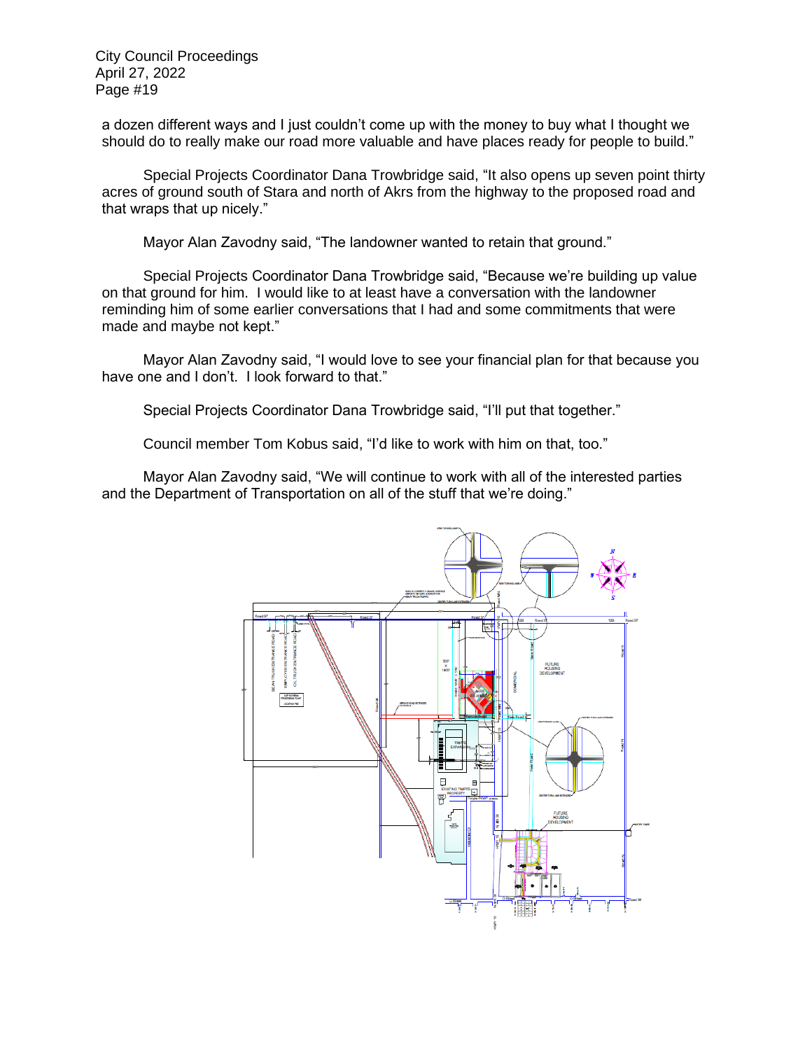a dozen different ways and I just couldn't come up with the money to buy what I thought we should do to really make our road more valuable and have places ready for people to build."

Special Projects Coordinator Dana Trowbridge said, "It also opens up seven point thirty acres of ground south of Stara and north of Akrs from the highway to the proposed road and that wraps that up nicely."

Mayor Alan Zavodny said, "The landowner wanted to retain that ground."

Special Projects Coordinator Dana Trowbridge said, "Because we're building up value on that ground for him. I would like to at least have a conversation with the landowner reminding him of some earlier conversations that I had and some commitments that were made and maybe not kept."

Mayor Alan Zavodny said, "I would love to see your financial plan for that because you have one and I don't. I look forward to that."

Special Projects Coordinator Dana Trowbridge said, "I'll put that together."

Council member Tom Kobus said, "I'd like to work with him on that, too."

Mayor Alan Zavodny said, "We will continue to work with all of the interested parties and the Department of Transportation on all of the stuff that we're doing."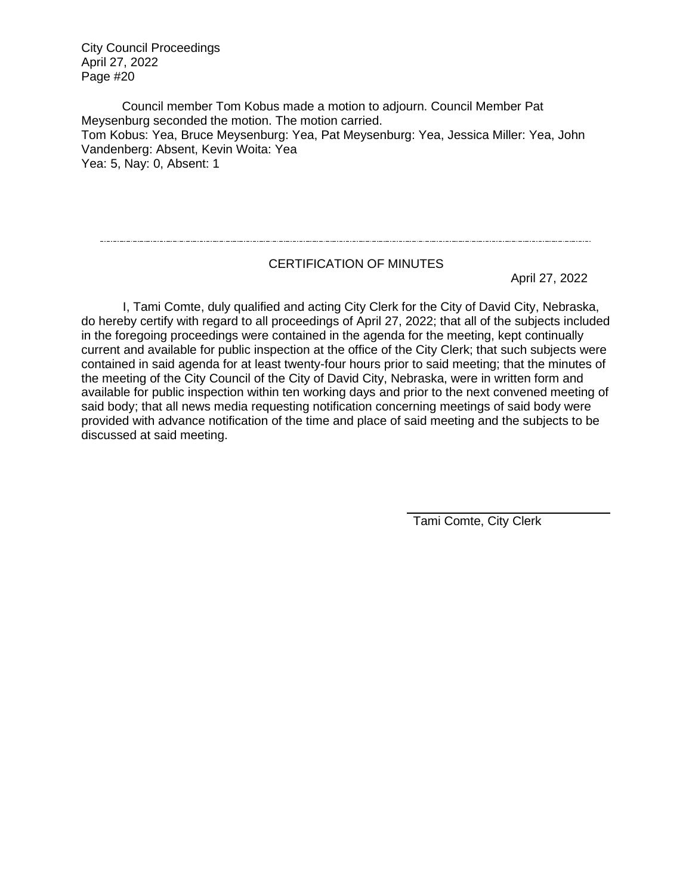Council member Tom Kobus made a motion to adjourn. Council Member Pat Meysenburg seconded the motion. The motion carried.
Tom Kobus: Yea, Bruce Meysenburg: Yea, Pat Meysenburg: Yea, Jessica Miller: Yea, John Vandenberg: Absent, Kevin Woita: Yea
Yea: 5, Nay: 0, Absent: 1

---

CERTIFICATION OF MINUTES

April 27, 2022

I, Tami Comte, duly qualified and acting City Clerk for the City of David City, Nebraska, do hereby certify with regard to all proceedings of April 27, 2022; that all of the subjects included in the foregoing proceedings were contained in the agenda for the meeting, kept continually current and available for public inspection at the office of the City Clerk; that such subjects were contained in said agenda for at least twenty-four hours prior to said meeting; that the minutes of the meeting of the City Council of the City of David City, Nebraska, were in written form and available for public inspection within ten working days and prior to the next convened meeting of said body; that all news media requesting notification concerning meetings of said body were provided with advance notification of the time and place of said meeting and the subjects to be discussed at said meeting.

Tami Comte, City Clerk